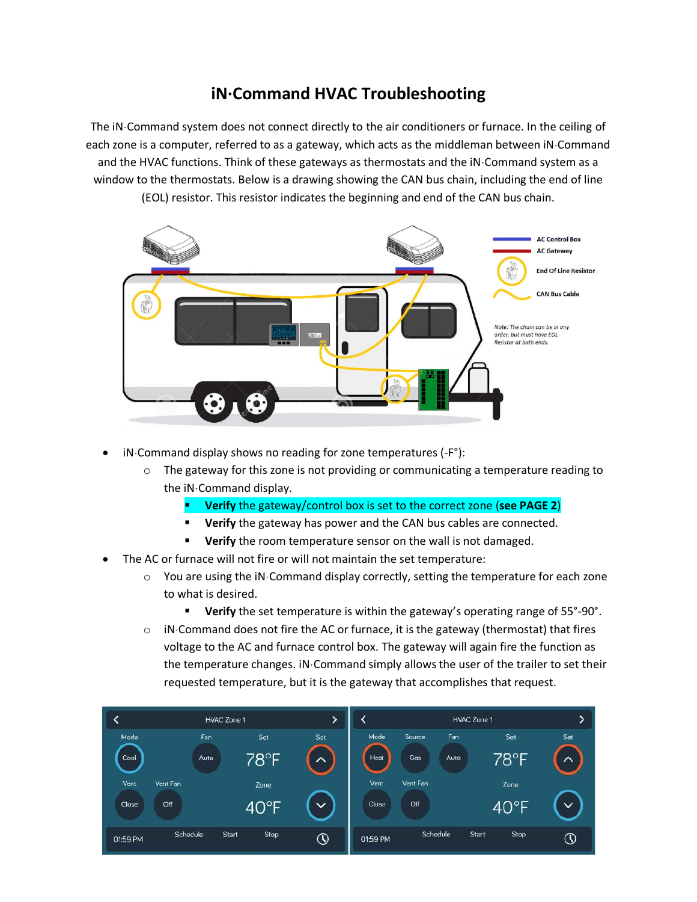# iN·Command HVAC Troubleshooting

The iN·Command system does not connect directly to the air conditioners or furnace. In the ceiling of each zone is a computer, referred to as a gateway, which acts as the middleman between iN·Command and the HVAC functions. Think of these gateways as thermostats and the iN·Command system as a window to the thermostats. Below is a drawing showing the CAN bus chain, including the end of line (EOL) resistor. This resistor indicates the beginning and end of the CAN bus chain.

- iN·Command display shows no reading for zone temperatures (-F°):
  - The gateway for this zone is not providing or communicating a temperature reading to the iN·Command display.
    - **Verify** the gateway/control box is set to the correct zone (**see PAGE 2**)
    - **Verify** the gateway has power and the CAN bus cables are connected.
    - **Verify** the room temperature sensor on the wall is not damaged.
- The AC or furnace will not fire or will not maintain the set temperature:
  - You are using the iN·Command display correctly, setting the temperature for each zone to what is desired.
    - **Verify** the set temperature is within the gateway's operating range of 55°-90°.
  - iN·Command does not fire the AC or furnace, it is the gateway (thermostat) that fires voltage to the AC and furnace control box. The gateway will again fire the function as the temperature changes. iN·Command simply allows the user of the trailer to set their requested temperature, but it is the gateway that accomplishes that request.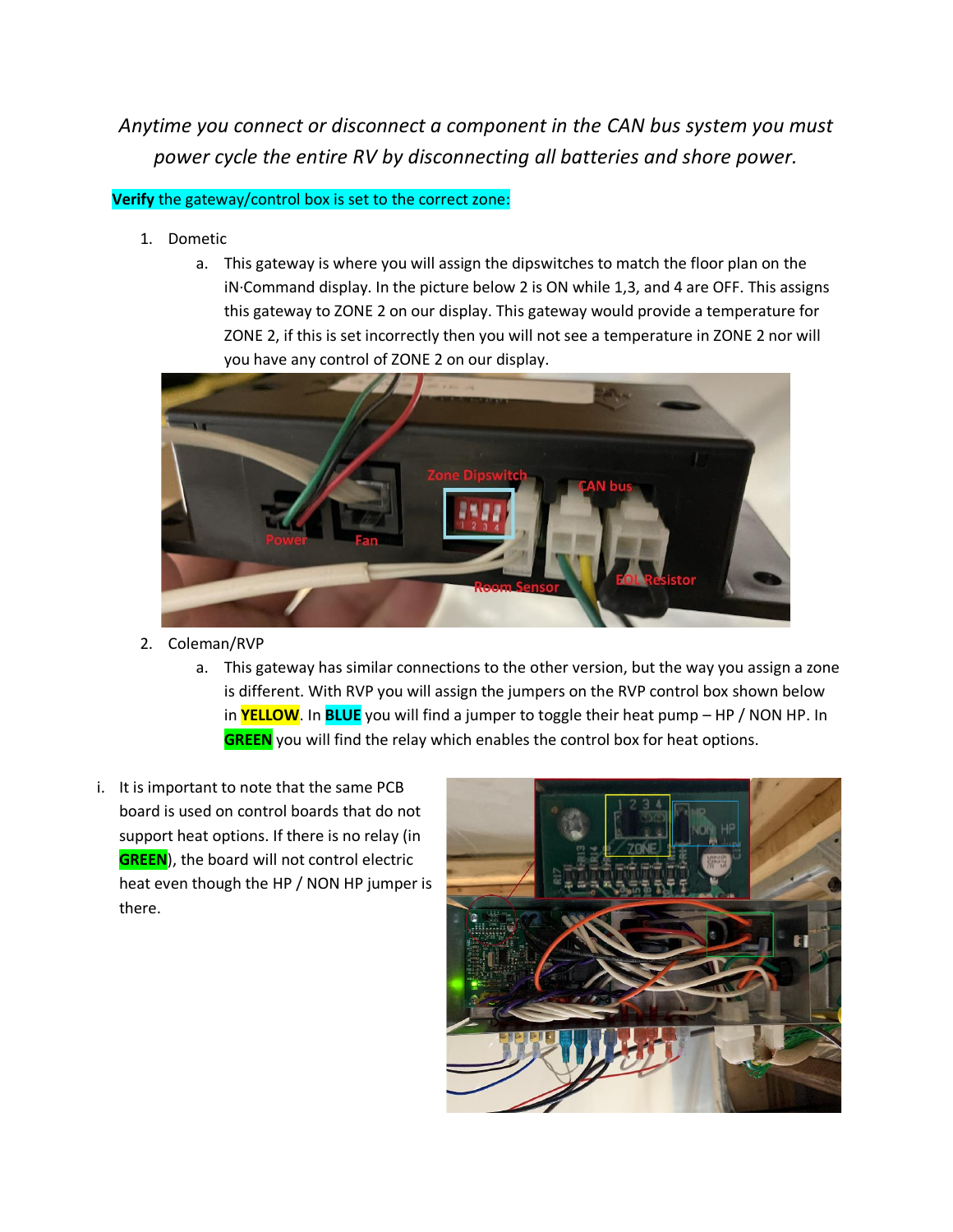*Anytime you connect or disconnect a component in the CAN bus system you must power cycle the entire RV by disconnecting all batteries and shore power.*

**Verify** the gateway/control box is set to the correct zone:

1. Dometic
   a. This gateway is where you will assign the dipswitches to match the floor plan on the iN·Command display. In the picture below 2 is ON while 1,3, and 4 are OFF. This assigns this gateway to ZONE 2 on our display. This gateway would provide a temperature for ZONE 2, if this is set incorrectly then you will not see a temperature in ZONE 2 nor will you have any control of ZONE 2 on our display.

2. Coleman/RVP
   a. This gateway has similar connections to the other version, but the way you assign a zone is different. With RVP you will assign the jumpers on the RVP control box shown below in **YELLOW**. In **BLUE** you will find a jumper to toggle their heat pump – HP / NON HP. In **GREEN** you will find the relay which enables the control box for heat options.

i. It is important to note that the same PCB board is used on control boards that do not support heat options. If there is no relay (in **GREEN**), the board will not control electric heat even though the HP / NON HP jumper is there.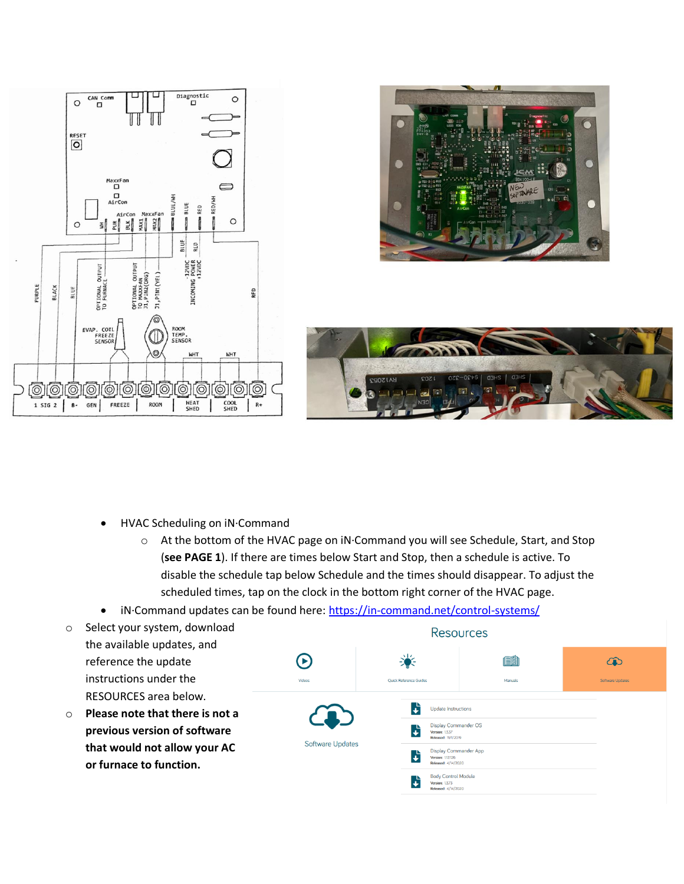- HVAC Scheduling on iN·Command
    - At the bottom of the HVAC page on iN·Command you will see Schedule, Start, and Stop (**see PAGE 1**). If there are times below Start and Stop, then a schedule is active. To disable the schedule tap below Schedule and the times should disappear. To adjust the scheduled times, tap on the clock in the bottom right corner of the HVAC page.
- iN·Command updates can be found here: [https://in-command.net/control-systems/](https://in-command.net/control-systems/)
    - Select your system, download the available updates, and reference the update instructions under the RESOURCES area below.
    - **Please note that there is not a previous version of software that would not allow your AC or furnace to function.**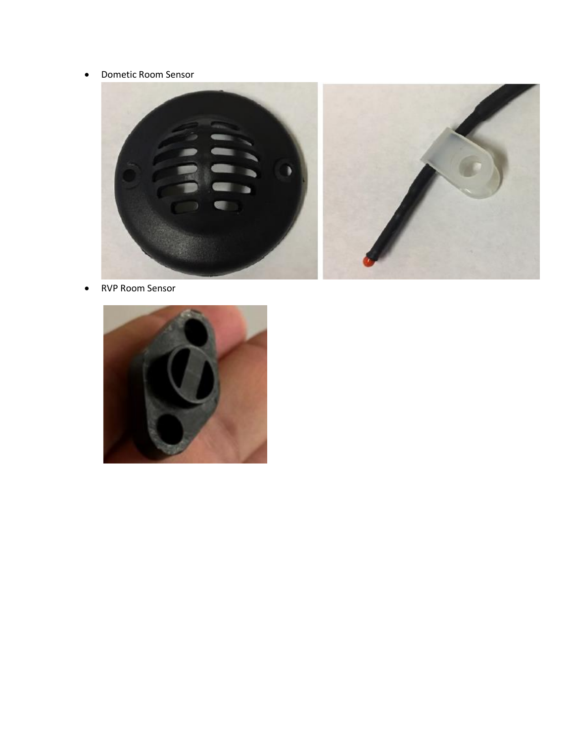- Dometic Room Sensor
- RVP Room Sensor